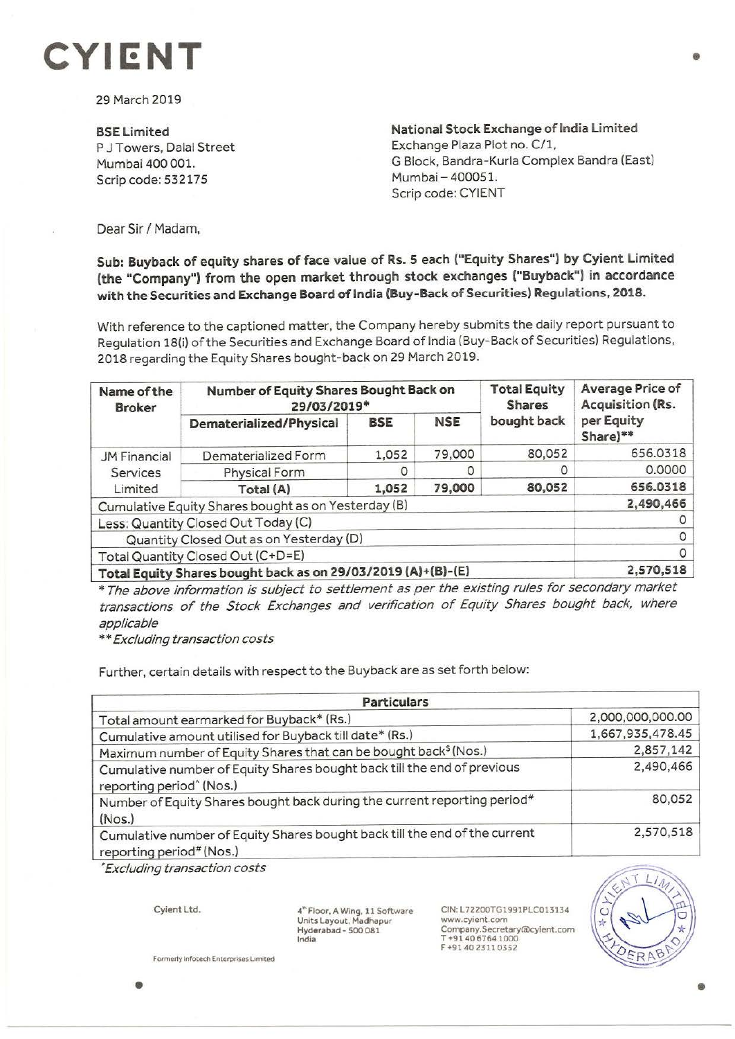# CYIENT

29 March 2019

**BSE Limited**
P J Towers, Dalal Street
Mumbai 400 001.
Scrip code: 532175

**National Stock Exchange of India Limited**
Exchange Plaza Plot no. C/1,
G Block, Bandra-Kurla Complex Bandra (East)
Mumbai – 400051.
Scrip code: CYIENT

Dear Sir / Madam,

**Sub: Buyback of equity shares of face value of Rs. 5 each ("Equity Shares") by Cyient Limited (the "Company") from the open market through stock exchanges ("Buyback") in accordance with the Securities and Exchange Board of India (Buy-Back of Securities) Regulations, 2018.**

With reference to the captioned matter, the Company hereby submits the daily report pursuant to Regulation 18(i) of the Securities and Exchange Board of India (Buy-Back of Securities) Regulations, 2018 regarding the Equity Shares bought-back on 29 March 2019.

| Name of the Broker | Number of Equity Shares Bought Back on 29/03/2019* | | | Total Equity Shares bought back | Average Price of Acquisition (Rs. per Equity Share)** |
|---|---|---|---|---|---|
| | Dematerialized/Physical | BSE | NSE | | |
| JM Financial Services Limited | Dematerialized Form | 1,052 | 79,000 | 80,052 | 656.0318 |
| | Physical Form | 0 | 0 | 0 | 0.0000 |
| | **Total (A)** | **1,052** | **79,000** | **80,052** | **656.0318** |
| Cumulative Equity Shares bought as on Yesterday (B) | | | | | **2,490,466** |
| Less: Quantity Closed Out Today (C) | | | | | 0 |
| Quantity Closed Out as on Yesterday (D) | | | | | 0 |
| Total Quantity Closed Out (C+D=E) | | | | | 0 |
| **Total Equity Shares bought back as on 29/03/2019 (A)+(B)-(E)** | | | | | **2,570,518** |

*\* The above information is subject to settlement as per the existing rules for secondary market transactions of the Stock Exchanges and verification of Equity Shares bought back, where applicable*

*\*\* Excluding transaction costs*

Further, certain details with respect to the Buyback are as set forth below:

| Particulars | |
|---|---|
| Total amount earmarked for Buyback* (Rs.) | 2,000,000,000.00 |
| Cumulative amount utilised for Buyback till date* (Rs.) | 1,667,935,478.45 |
| Maximum number of Equity Shares that can be bought back$ (Nos.) | 2,857,142 |
| Cumulative number of Equity Shares bought back till the end of previous reporting period^ (Nos.) | 2,490,466 |
| Number of Equity Shares bought back during the current reporting period# (Nos.) | 80,052 |
| Cumulative number of Equity Shares bought back till the end of the current reporting period# (Nos.) | 2,570,518 |

*\*Excluding transaction costs*

Cyient Ltd.
Formerly Infotech Enterprises Limited

4th Floor, A Wing, 11 Software Units Layout, Madhapur
Hyderabad - 500 081
India

CIN: L72200TG1991PLC013134
www.cyient.com
Company.Secretary@cyient.com
T +91 40 6764 1000
F +91 40 2311 0352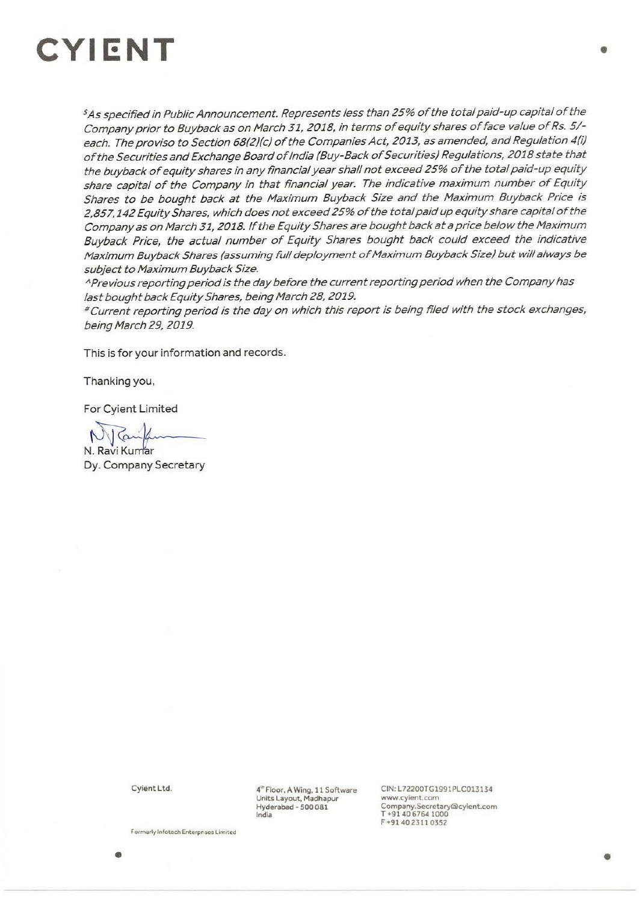# CYIENT

*$As specified in Public Announcement. Represents less than 25% of the total paid-up capital of the Company prior to Buyback as on March 31, 2018, in terms of equity shares of face value of Rs. 5/- each. The proviso to Section 68(2)(c) of the Companies Act, 2013, as amended, and Regulation 4(i) of the Securities and Exchange Board of India (Buy-Back of Securities) Regulations, 2018 state that the buyback of equity shares in any financial year shall not exceed 25% of the total paid-up equity share capital of the Company in that financial year. The indicative maximum number of Equity Shares to be bought back at the Maximum Buyback Size and the Maximum Buyback Price is 2,857,142 Equity Shares, which does not exceed 25% of the total paid up equity share capital of the Company as on March 31, 2018. If the Equity Shares are bought back at a price below the Maximum Buyback Price, the actual number of Equity Shares bought back could exceed the indicative Maximum Buyback Shares (assuming full deployment of Maximum Buyback Size) but will always be subject to Maximum Buyback Size.*

*^Previous reporting period is the day before the current reporting period when the Company has last bought back Equity Shares, being March 28, 2019.*

*#Current reporting period is the day on which this report is being filed with the stock exchanges, being March 29, 2019.*

This is for your information and records.

Thanking you,

For Cyient Limited

N. Ravi Kumar
Dy. Company Secretary

Cyient Ltd.

4th Floor, A Wing, 11 Software Units Layout, Madhapur
Hyderabad - 500 081
India

CIN: L72200TG1991PLC013134
www.cyient.com
Company.Secretary@cyient.com
T +91 40 6764 1000
F +91 40 2311 0352

Formerly Infotech Enterprises Limited